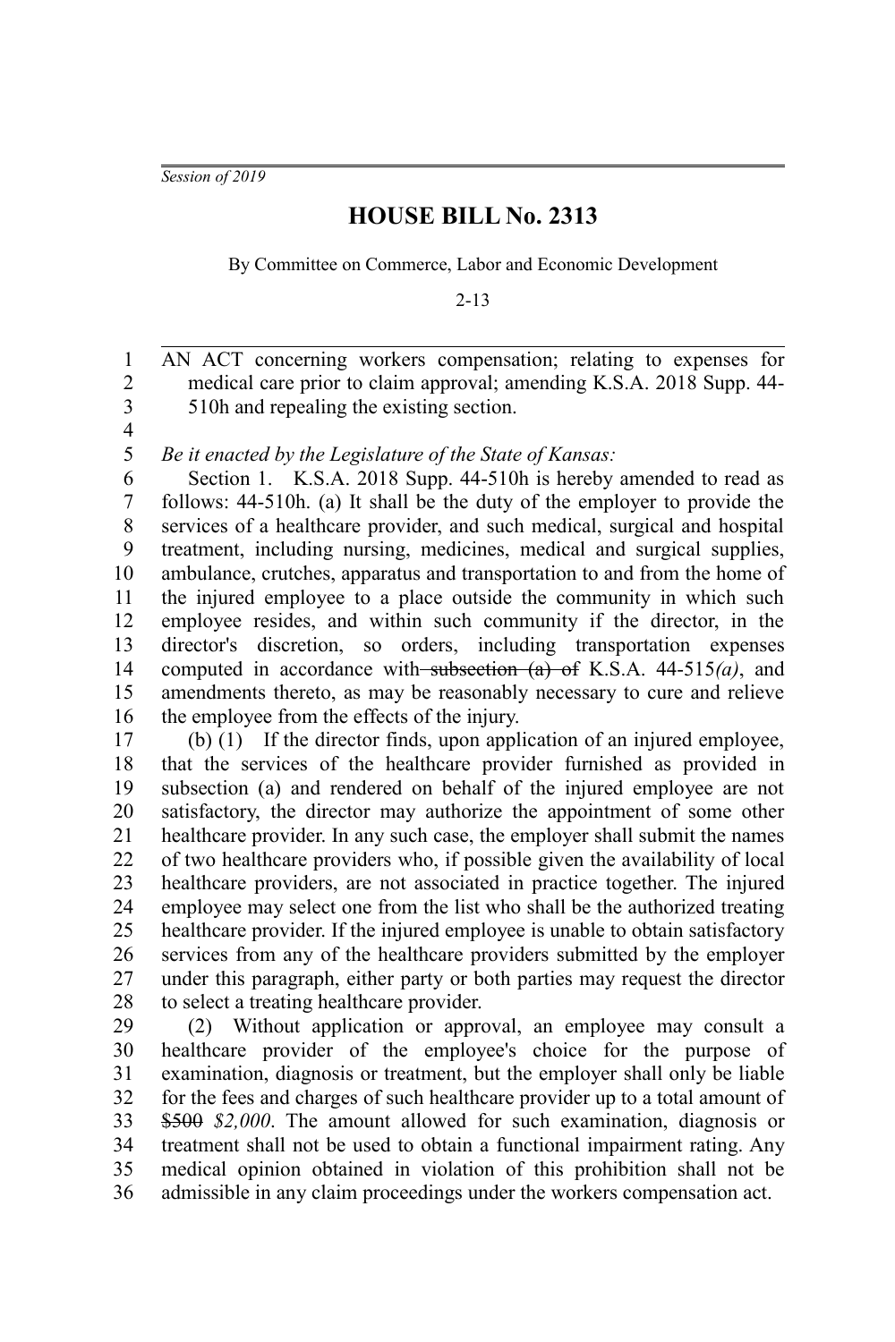*Session of 2019*

# HOUSE BILL No. 2313

By Committee on Commerce, Labor and Economic Development

2-13

AN ACT concerning workers compensation; relating to expenses for medical care prior to claim approval; amending K.S.A. 2018 Supp. 44-510h and repealing the existing section.

*Be it enacted by the Legislature of the State of Kansas:*

Section 1. K.S.A. 2018 Supp. 44-510h is hereby amended to read as follows: 44-510h. (a) It shall be the duty of the employer to provide the services of a healthcare provider, and such medical, surgical and hospital treatment, including nursing, medicines, medical and surgical supplies, ambulance, crutches, apparatus and transportation to and from the home of the injured employee to a place outside the community in which such employee resides, and within such community if the director, in the director's discretion, so orders, including transportation expenses computed in accordance with ~~subsection (a) of~~ K.S.A. 44-515*(a)*, and amendments thereto, as may be reasonably necessary to cure and relieve the employee from the effects of the injury.

(b) (1) If the director finds, upon application of an injured employee, that the services of the healthcare provider furnished as provided in subsection (a) and rendered on behalf of the injured employee are not satisfactory, the director may authorize the appointment of some other healthcare provider. In any such case, the employer shall submit the names of two healthcare providers who, if possible given the availability of local healthcare providers, are not associated in practice together. The injured employee may select one from the list who shall be the authorized treating healthcare provider. If the injured employee is unable to obtain satisfactory services from any of the healthcare providers submitted by the employer under this paragraph, either party or both parties may request the director to select a treating healthcare provider.

(2) Without application or approval, an employee may consult a healthcare provider of the employee's choice for the purpose of examination, diagnosis or treatment, but the employer shall only be liable for the fees and charges of such healthcare provider up to a total amount of ~~$500~~ *$2,000*. The amount allowed for such examination, diagnosis or treatment shall not be used to obtain a functional impairment rating. Any medical opinion obtained in violation of this prohibition shall not be admissible in any claim proceedings under the workers compensation act.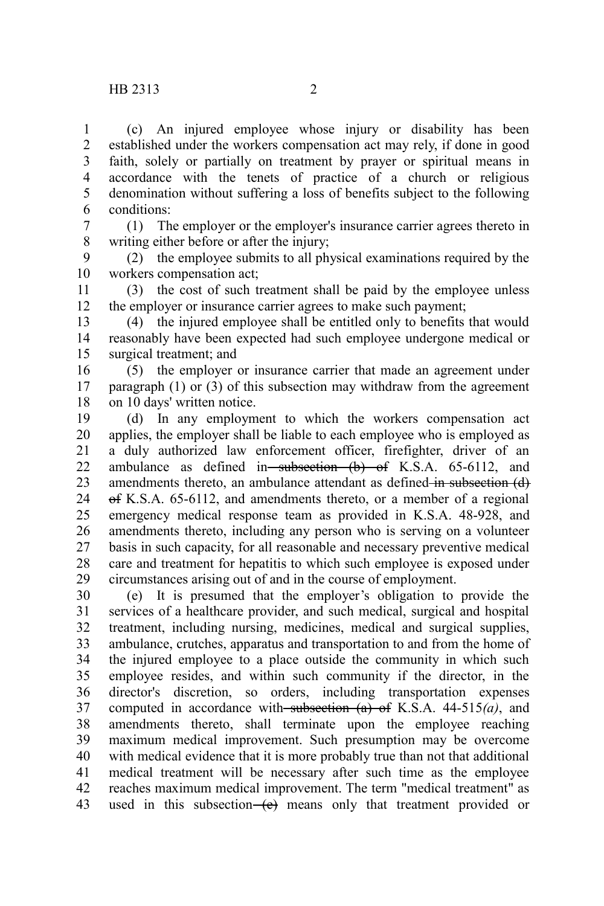(c) An injured employee whose injury or disability has been established under the workers compensation act may rely, if done in good faith, solely or partially on treatment by prayer or spiritual means in accordance with the tenets of practice of a church or religious denomination without suffering a loss of benefits subject to the following conditions:

(1) The employer or the employer's insurance carrier agrees thereto in writing either before or after the injury;

(2) the employee submits to all physical examinations required by the workers compensation act;

(3) the cost of such treatment shall be paid by the employee unless the employer or insurance carrier agrees to make such payment;

(4) the injured employee shall be entitled only to benefits that would reasonably have been expected had such employee undergone medical or surgical treatment; and

(5) the employer or insurance carrier that made an agreement under paragraph (1) or (3) of this subsection may withdraw from the agreement on 10 days' written notice.

(d) In any employment to which the workers compensation act applies, the employer shall be liable to each employee who is employed as a duly authorized law enforcement officer, firefighter, driver of an ambulance as defined in ~~subsection (b) of~~ K.S.A. 65-6112, and amendments thereto, an ambulance attendant as defined ~~in subsection (d) of~~ K.S.A. 65-6112, and amendments thereto, or a member of a regional emergency medical response team as provided in K.S.A. 48-928, and amendments thereto, including any person who is serving on a volunteer basis in such capacity, for all reasonable and necessary preventive medical care and treatment for hepatitis to which such employee is exposed under circumstances arising out of and in the course of employment.

(e) It is presumed that the employer's obligation to provide the services of a healthcare provider, and such medical, surgical and hospital treatment, including nursing, medicines, medical and surgical supplies, ambulance, crutches, apparatus and transportation to and from the home of the injured employee to a place outside the community in which such employee resides, and within such community if the director, in the director's discretion, so orders, including transportation expenses computed in accordance with ~~subsection (a) of~~ K.S.A. 44-515*(a)*, and amendments thereto, shall terminate upon the employee reaching maximum medical improvement. Such presumption may be overcome with medical evidence that it is more probably true than not that additional medical treatment will be necessary after such time as the employee reaches maximum medical improvement. The term "medical treatment" as used in this subsection ~~(e)~~ means only that treatment provided or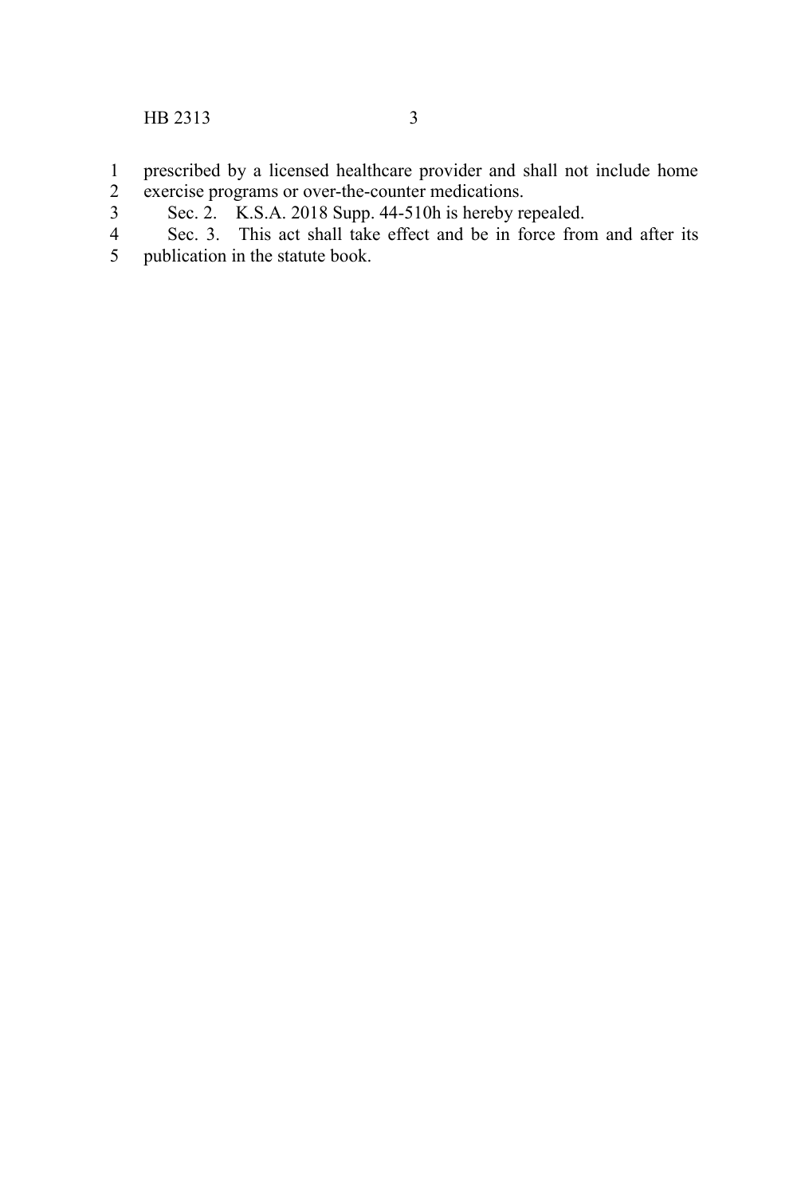prescribed by a licensed healthcare provider and shall not include home exercise programs or over-the-counter medications.

Sec. 2. K.S.A. 2018 Supp. 44-510h is hereby repealed.

Sec. 3. This act shall take effect and be in force from and after its publication in the statute book.